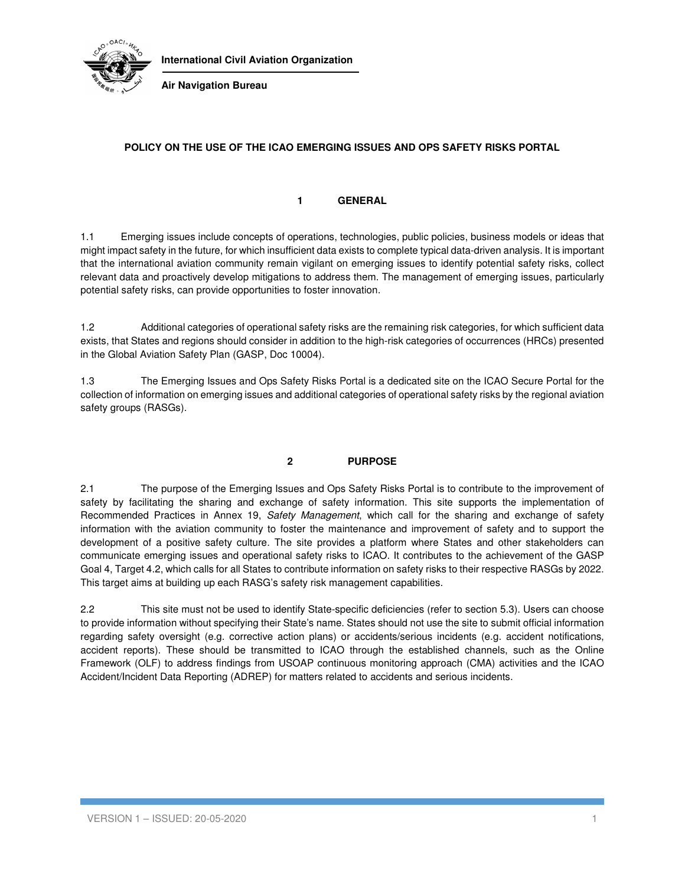**International Civil Aviation Organization**

**Air Navigation Bureau**

# POLICY ON THE USE OF THE ICAO EMERGING ISSUES AND OPS SAFETY RISKS PORTAL

## 1 GENERAL

1.1 Emerging issues include concepts of operations, technologies, public policies, business models or ideas that might impact safety in the future, for which insufficient data exists to complete typical data-driven analysis. It is important that the international aviation community remain vigilant on emerging issues to identify potential safety risks, collect relevant data and proactively develop mitigations to address them. The management of emerging issues, particularly potential safety risks, can provide opportunities to foster innovation.

1.2 Additional categories of operational safety risks are the remaining risk categories, for which sufficient data exists, that States and regions should consider in addition to the high-risk categories of occurrences (HRCs) presented in the Global Aviation Safety Plan (GASP, Doc 10004).

1.3 The Emerging Issues and Ops Safety Risks Portal is a dedicated site on the ICAO Secure Portal for the collection of information on emerging issues and additional categories of operational safety risks by the regional aviation safety groups (RASGs).

## 2 PURPOSE

2.1 The purpose of the Emerging Issues and Ops Safety Risks Portal is to contribute to the improvement of safety by facilitating the sharing and exchange of safety information. This site supports the implementation of Recommended Practices in Annex 19, *Safety Management*, which call for the sharing and exchange of safety information with the aviation community to foster the maintenance and improvement of safety and to support the development of a positive safety culture. The site provides a platform where States and other stakeholders can communicate emerging issues and operational safety risks to ICAO. It contributes to the achievement of the GASP Goal 4, Target 4.2, which calls for all States to contribute information on safety risks to their respective RASGs by 2022. This target aims at building up each RASG's safety risk management capabilities.

2.2 This site must not be used to identify State-specific deficiencies (refer to section 5.3). Users can choose to provide information without specifying their State's name. States should not use the site to submit official information regarding safety oversight (e.g. corrective action plans) or accidents/serious incidents (e.g. accident notifications, accident reports). These should be transmitted to ICAO through the established channels, such as the Online Framework (OLF) to address findings from USOAP continuous monitoring approach (CMA) activities and the ICAO Accident/Incident Data Reporting (ADREP) for matters related to accidents and serious incidents.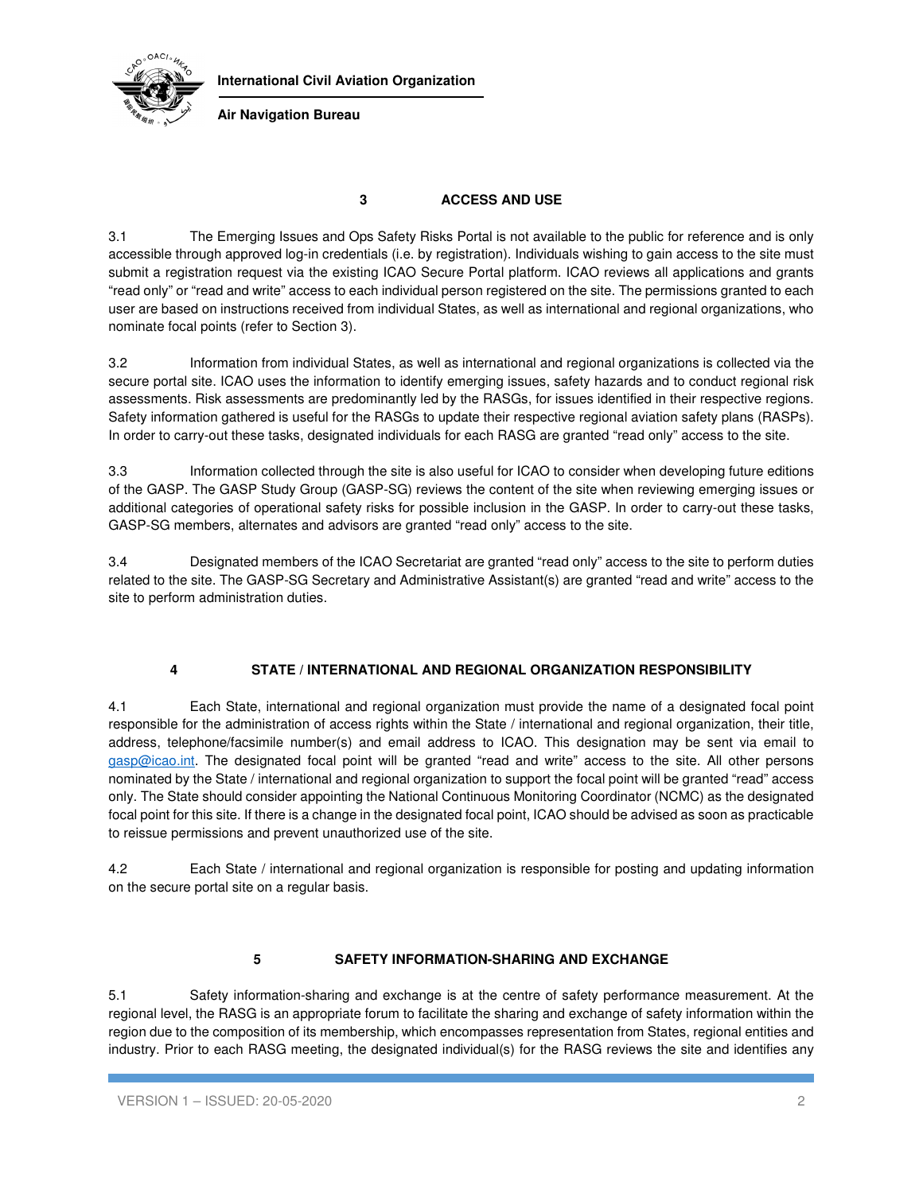## 3 ACCESS AND USE

3.1 The Emerging Issues and Ops Safety Risks Portal is not available to the public for reference and is only accessible through approved log-in credentials (i.e. by registration). Individuals wishing to gain access to the site must submit a registration request via the existing ICAO Secure Portal platform. ICAO reviews all applications and grants "read only" or "read and write" access to each individual person registered on the site. The permissions granted to each user are based on instructions received from individual States, as well as international and regional organizations, who nominate focal points (refer to Section 3).

3.2 Information from individual States, as well as international and regional organizations is collected via the secure portal site. ICAO uses the information to identify emerging issues, safety hazards and to conduct regional risk assessments. Risk assessments are predominantly led by the RASGs, for issues identified in their respective regions. Safety information gathered is useful for the RASGs to update their respective regional aviation safety plans (RASPs). In order to carry-out these tasks, designated individuals for each RASG are granted "read only" access to the site.

3.3 Information collected through the site is also useful for ICAO to consider when developing future editions of the GASP. The GASP Study Group (GASP-SG) reviews the content of the site when reviewing emerging issues or additional categories of operational safety risks for possible inclusion in the GASP. In order to carry-out these tasks, GASP-SG members, alternates and advisors are granted "read only" access to the site.

3.4 Designated members of the ICAO Secretariat are granted "read only" access to the site to perform duties related to the site. The GASP-SG Secretary and Administrative Assistant(s) are granted "read and write" access to the site to perform administration duties.

## 4 STATE / INTERNATIONAL AND REGIONAL ORGANIZATION RESPONSIBILITY

4.1 Each State, international and regional organization must provide the name of a designated focal point responsible for the administration of access rights within the State / international and regional organization, their title, address, telephone/facsimile number(s) and email address to ICAO. This designation may be sent via email to gasp@icao.int. The designated focal point will be granted "read and write" access to the site. All other persons nominated by the State / international and regional organization to support the focal point will be granted "read" access only. The State should consider appointing the National Continuous Monitoring Coordinator (NCMC) as the designated focal point for this site. If there is a change in the designated focal point, ICAO should be advised as soon as practicable to reissue permissions and prevent unauthorized use of the site.

4.2 Each State / international and regional organization is responsible for posting and updating information on the secure portal site on a regular basis.

## 5 SAFETY INFORMATION-SHARING AND EXCHANGE

5.1 Safety information-sharing and exchange is at the centre of safety performance measurement. At the regional level, the RASG is an appropriate forum to facilitate the sharing and exchange of safety information within the region due to the composition of its membership, which encompasses representation from States, regional entities and industry. Prior to each RASG meeting, the designated individual(s) for the RASG reviews the site and identifies any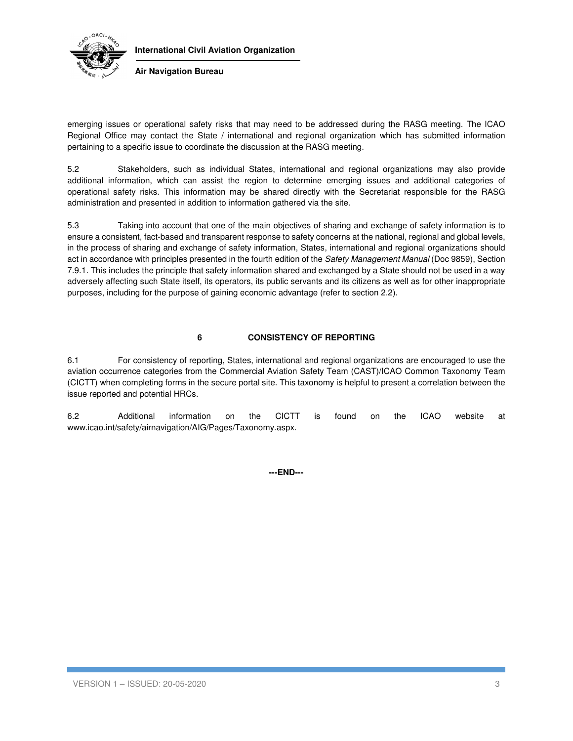emerging issues or operational safety risks that may need to be addressed during the RASG meeting. The ICAO Regional Office may contact the State / international and regional organization which has submitted information pertaining to a specific issue to coordinate the discussion at the RASG meeting.

5.2 Stakeholders, such as individual States, international and regional organizations may also provide additional information, which can assist the region to determine emerging issues and additional categories of operational safety risks. This information may be shared directly with the Secretariat responsible for the RASG administration and presented in addition to information gathered via the site.

5.3 Taking into account that one of the main objectives of sharing and exchange of safety information is to ensure a consistent, fact-based and transparent response to safety concerns at the national, regional and global levels, in the process of sharing and exchange of safety information, States, international and regional organizations should act in accordance with principles presented in the fourth edition of the *Safety Management Manual* (Doc 9859), Section 7.9.1. This includes the principle that safety information shared and exchanged by a State should not be used in a way adversely affecting such State itself, its operators, its public servants and its citizens as well as for other inappropriate purposes, including for the purpose of gaining economic advantage (refer to section 2.2).

## 6 CONSISTENCY OF REPORTING

6.1 For consistency of reporting, States, international and regional organizations are encouraged to use the aviation occurrence categories from the Commercial Aviation Safety Team (CAST)/ICAO Common Taxonomy Team (CICTT) when completing forms in the secure portal site. This taxonomy is helpful to present a correlation between the issue reported and potential HRCs.

6.2 Additional information on the CICTT is found on the ICAO website at www.icao.int/safety/airnavigation/AIG/Pages/Taxonomy.aspx.

**---END---**